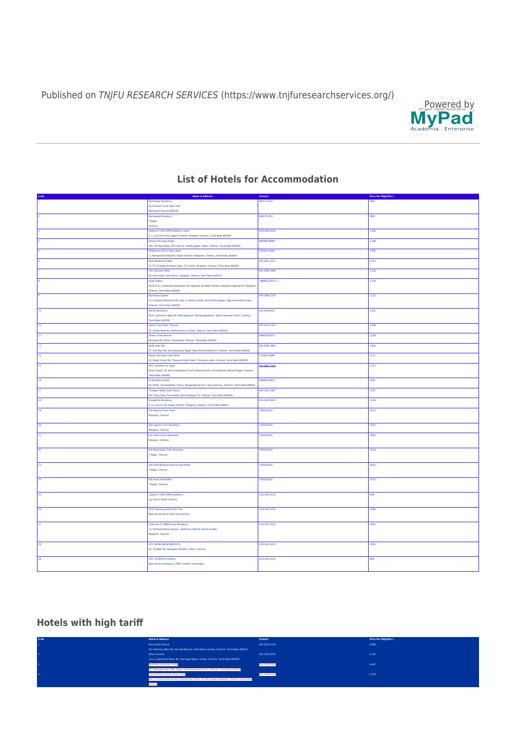Published on *TNJFU RESEARCH SERVICES* (https://www.tnjfuresearchservices.org/)

## List of Hotels for Accommodation

| S.No. | Name & Address | Contact | Price Per Night(Rs.) |
|---|---|---|---|
| 1 | Nachiappa Residency 21/33,South Canal bank road Mandaveli,Chennai-600028 | 9841751515 | 1800 |
| 2 | Nachiappa Residency T Nagar Chennai | 9841751515 | 1800 |
| 3 | Capital O 14933 RPR Residency Hotel 1, 1, Luz Church Rd, Kapali Thottam, Mylapore, Chennai, Tamil Nadu 600004 | 0124 620 1615 | 1,432 |
| 4 | Annsun Boutique Hotels 101, 4th Main Road, 4th Cross St, Gandhi Nagar, Adyar, Chennai, Tamil Nadu 600020 | 089399 39000 | 2,369 |
| 5 | FabExpress Picnic Plaza Hotel 2, Ramakrishna Mutt Rd, Kapali Thottam, Mylapore, Chennai, Tamil Nadu 600004 | 070424 24242 | 1,952 |
| 6 | New Woodlands Hotel 72-75, Dr Radha Krishnan Salai, CIT Colony, Mylapore, Chennai, Tamil Nadu 600004 | 044 2811 3111 | 2,157 |
| 7 | The Checkers Hotel 30, Anna Salai, Little Mount, Saidapet, Chennai, Tamil Nadu 600015 | 044 4399 4399 | 2,118 |
| 8 | Hotel Shelter 19,20 & 21, Venkatesa Agraharam Rd, opposite Sai Baba Temple, Venkatesa Agraharam, Mylapore, Chennai, Tamil Nadu 600004 | 098403 33135 | 2,116 |
| 9 | Raj Palace Sundar 12, Durgabai Deshmukh Rd, Opp. to Sathya Studio, Anna Sathya Nagar, Raja Annamalai Puram, Chennai, Tamil Nadu 600028 | 044 2464 1234 | 2,121 |
| 10 | Marina Residency #124, Santhome High Rd, Pattinapakkam, Mandavelipakkam, Raja Annamalai Puram, Chennai, Tamil Nadu 600028 | 044-24954467 | 1,821 |
| 11 | Lemon Tree Hotel, Chennai 72, Sardar Patel Rd, Venkta Puram, Guindy, Chennai, Tamil Nadu 600032 | 044 4423 2323 | 6,999 |
| 12 | Season 4 Residencies KB Dasan Rd, 33/50, Teynampet, Chennai, Tamil Nadu 600018 | 098416 66373 | 1,558 |
| 13 | Hotel Grey Suit 57, 2nd Main Rd, Govindaswamy Nagar, Raja Annamalai Puram, Chennai, Tamil Nadu 600028 | 044 4282 4382 | 2,005 |
| 14 | Rayyan Business Class Hotel 20, Model School Rd, Thousand Lights West, Thousand Lights, Chennai, Tamil Nadu 600006 | 072000 56996 | 2,111 |
| 15 | Rmc Travellers Inn Hotel Annai Towers, 61 Annai Velankanni Church Road Junction, Vannanthurai, Besant Nagar, Chennai, Tamil Nadu 600090 | 044 2491 7182 | 1,427 |
| 16 | S4 Residency Hotel 64, LB Rd, Cosmopolitan Colony, Ranganatha Puram, Thiruvanmiyur, Chennai, Tamil Nadu 600041 | 095660 00515 | 1230 |
| 17 | Thangam Balaji Guest House 407, Anna Salai, Teynampet, Near Kalaignar TV, Chennai, Tamil Nadu 600018 | 044 2431 2387 | 1,007 |
| 18 | Sangeetha Residency 2, Luz Church Rd, Kapali Thottam, Mylapore, Chennai, Tamil Nadu 600004 | 044-24672626 | 3,230 |
| 19 | Fab Express Picnic Plaza Mylapore, Chennai | 7042424242 | 1411/- |
| 20 | Fab Express P.A.S Residency Mylapore, Chennai | 7042424242 | 1151/- |
| 21 | Fab Hotel Colors Apartment Mylapore, Chennai | 7042424242 | 1160/- |
| 22 | Fab Hotel Green Tree Homestay T Nagar, Chennai. | 7042424242 | 2110/- |
| 23 | Fab Hotel Blossoms Service Apartment T Nagar, Chennai | 7042424242 | 1635/- |
| 24 | Fab Hotel The Redfox T Nagar, Chennai. | 7042424242 | 1372/- |
| 25 | Capitol O 14933 RPR Residency Luz Church Road, Chennai. | 0124 620 1615 | 849/- |
| 26 | OYO Townhouse 694 Palm Tree Near Ramakrishna mutt road,Chennai. | 0124 620 1615 | 1138/- |
| 27 | Collection O 76866 Grace Residency 13, Muthupandiyan Avenue , Santhome High Rd, Basha Garden, Mylapore, Chennai. | 0124 620 1615 | 1495/- |
| 28 | OYO 18596 AKASH INN ELITE 25, 1st Main Rd, Karpagam Gardens, Adyar, Chennai. | 0124 620 1615 | 1315/- |
| 29 | OYO 15768 Rsm Shelters Near Anna Arivalayam & DMS Complex Teynampet. | 0124 620 1615 | 659/- |

## Hotels with high tariff

| S.No. | Name & Address | Contact | Price Per Night(Rs.) |
|---|---|---|---|
| 1 | Park Hyatt Chennai 39, Velachery Main Rd, near Raj Bhavan, Little Mount, Guindy, Chennai, Tamil Nadu 600032 | 044 2230 1234 | 6,980 |
| 2 | Hilton Chennai 124, 1, Jawaharlal Nehru Rd, Poomagal Nagar, Guindy, Chennai, Tamil Nadu 600032 | 044 2225 5555 | 6,720 |
| 3 | Somerset Greenways Hotel 94, Sathyadev Ave, MRC Nagar, Raja Annamalai Puram, Chennai, Tamil Nadu 600028 | 044 7100 0000 | 4,997 |
| 4 | Crowne Plaza Chennai Adyar Park 132, TT Krishnamachari Rd, Cooperative Colony, Sri Ram Nagar, Alwarpet, Chennai, Tamil Nadu 600018 | 044 2499 4101 | 5,116 |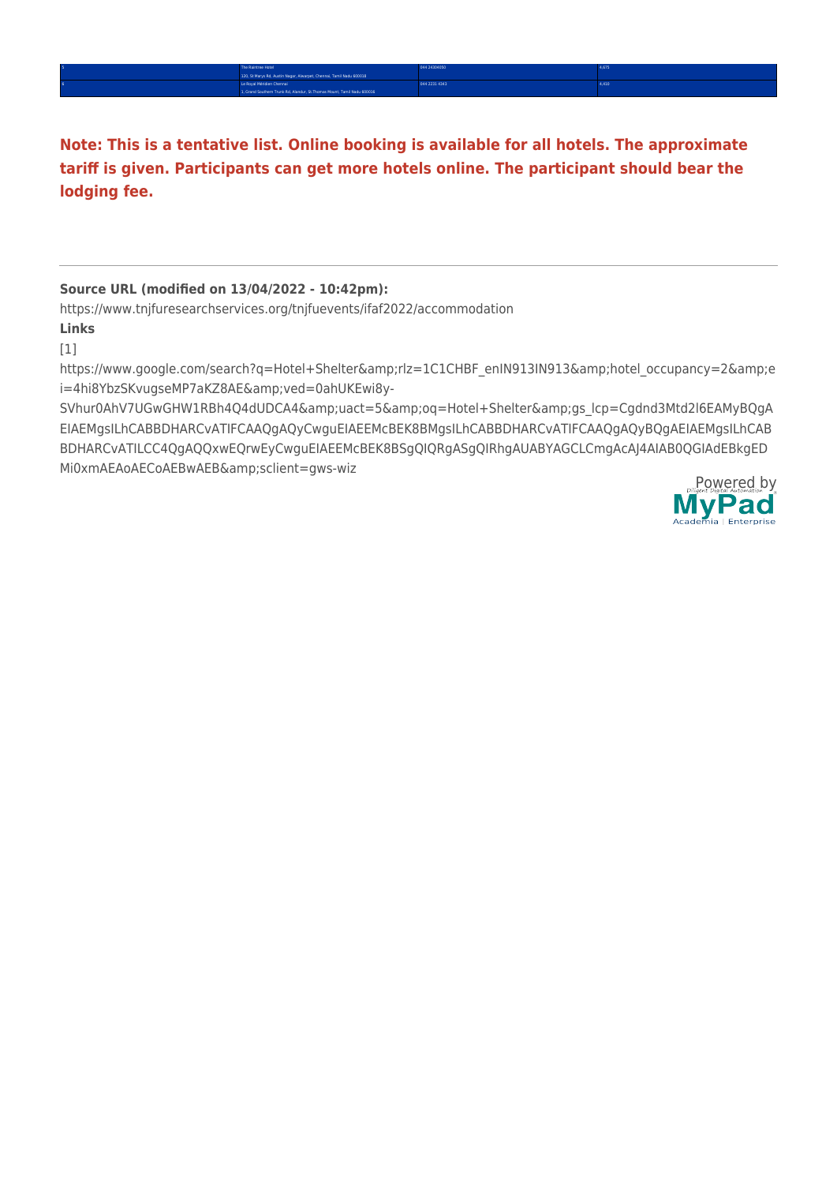| | | | |
|---|---|---|---|
| 5 | The Raintree Hotel<br>120, St Marys Rd, Austin Nagar, Alwarpet, Chennai, Tamil Nadu 600018 | 044 24304050 | 4,675 |
| 6 | Le Royal Méridien Chennai<br>1, Grand Southern Trunk Rd, Alandur, St.Thomas Mount, Tamil Nadu 600016 | 044 2231 4343 | 4,410 |

**Note: This is a tentative list. Online booking is available for all hotels. The approximate tariff is given. Participants can get more hotels online. The participant should bear the lodging fee.**

---

**Source URL (modified on 13/04/2022 - 10:42pm):**

https://www.tnjfuresearchservices.org/tnjfuevents/ifaf2022/accommodation

**Links**

[1]

https://www.google.com/search?q=Hotel+Shelter&amp;rlz=1C1CHBF_enIN913IN913&amp;hotel_occupancy=2&amp;ei=4hi8YbzSKvugseMP7aKZ8AE&amp;ved=0ahUKEwi8y-SVhur0AhV7UGwGHW1RBh4Q4dUDCA4&amp;uact=5&amp;oq=Hotel+Shelter&amp;gs_lcp=Cgdnd3Mtd2l6EAMyBQgAEIAEMgsILhCABBDHARCvATIFCAAQgAQyCwguEIAEEMcBEK8BMgsILhCABBDHARCvATIFCAAQgAQyBQgAEIAEMgsILhCABBDHARCvATILCC4QgAQQxwEQrwEyCwguEIAEEMcBEK8BSgQIQRgASgQIRhgAUABYAGCLCmgAcAJ4AIAB0QGIAdEBkgEDMi0xmAEAoAECoAEBwAEB&amp;sclient=gws-wiz

Powered by MyPad Academia | Enterprise